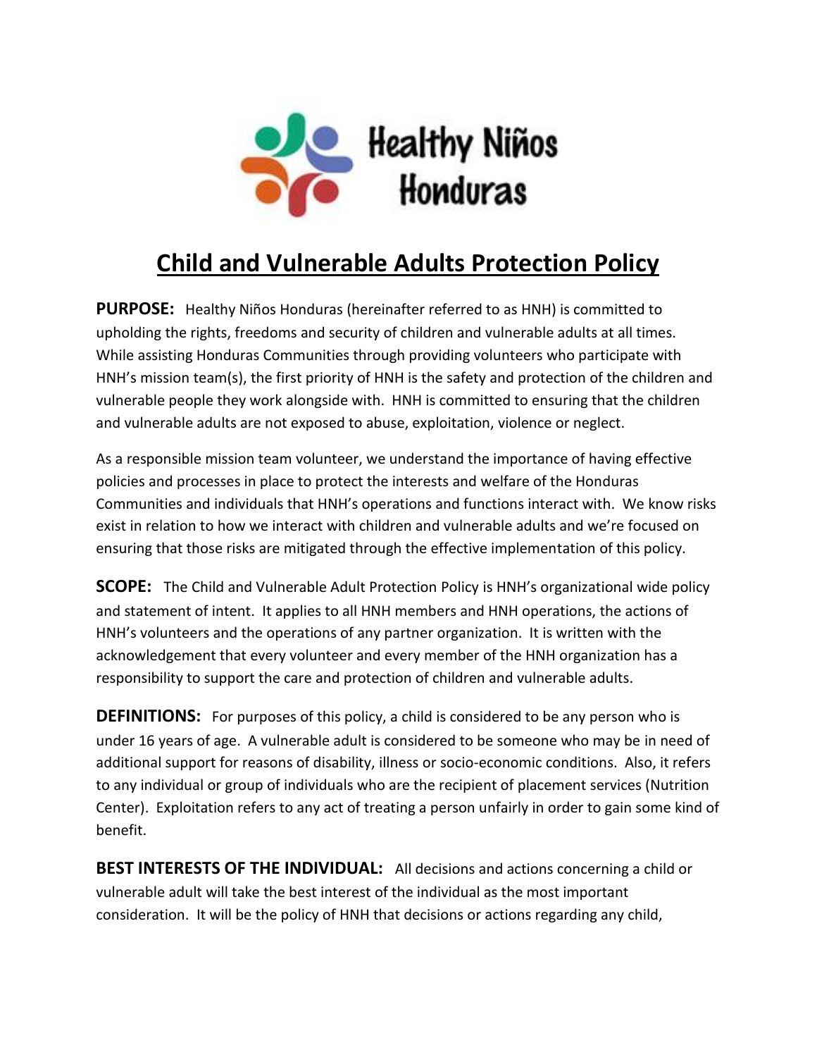Healthy Niños Honduras

# Child and Vulnerable Adults Protection Policy

**PURPOSE:** Healthy Niños Honduras (hereinafter referred to as HNH) is committed to upholding the rights, freedoms and security of children and vulnerable adults at all times. While assisting Honduras Communities through providing volunteers who participate with HNH's mission team(s), the first priority of HNH is the safety and protection of the children and vulnerable people they work alongside with. HNH is committed to ensuring that the children and vulnerable adults are not exposed to abuse, exploitation, violence or neglect.

As a responsible mission team volunteer, we understand the importance of having effective policies and processes in place to protect the interests and welfare of the Honduras Communities and individuals that HNH's operations and functions interact with. We know risks exist in relation to how we interact with children and vulnerable adults and we're focused on ensuring that those risks are mitigated through the effective implementation of this policy.

**SCOPE:** The Child and Vulnerable Adult Protection Policy is HNH's organizational wide policy and statement of intent. It applies to all HNH members and HNH operations, the actions of HNH's volunteers and the operations of any partner organization. It is written with the acknowledgement that every volunteer and every member of the HNH organization has a responsibility to support the care and protection of children and vulnerable adults.

**DEFINITIONS:** For purposes of this policy, a child is considered to be any person who is under 16 years of age. A vulnerable adult is considered to be someone who may be in need of additional support for reasons of disability, illness or socio-economic conditions. Also, it refers to any individual or group of individuals who are the recipient of placement services (Nutrition Center). Exploitation refers to any act of treating a person unfairly in order to gain some kind of benefit.

**BEST INTERESTS OF THE INDIVIDUAL:** All decisions and actions concerning a child or vulnerable adult will take the best interest of the individual as the most important consideration. It will be the policy of HNH that decisions or actions regarding any child,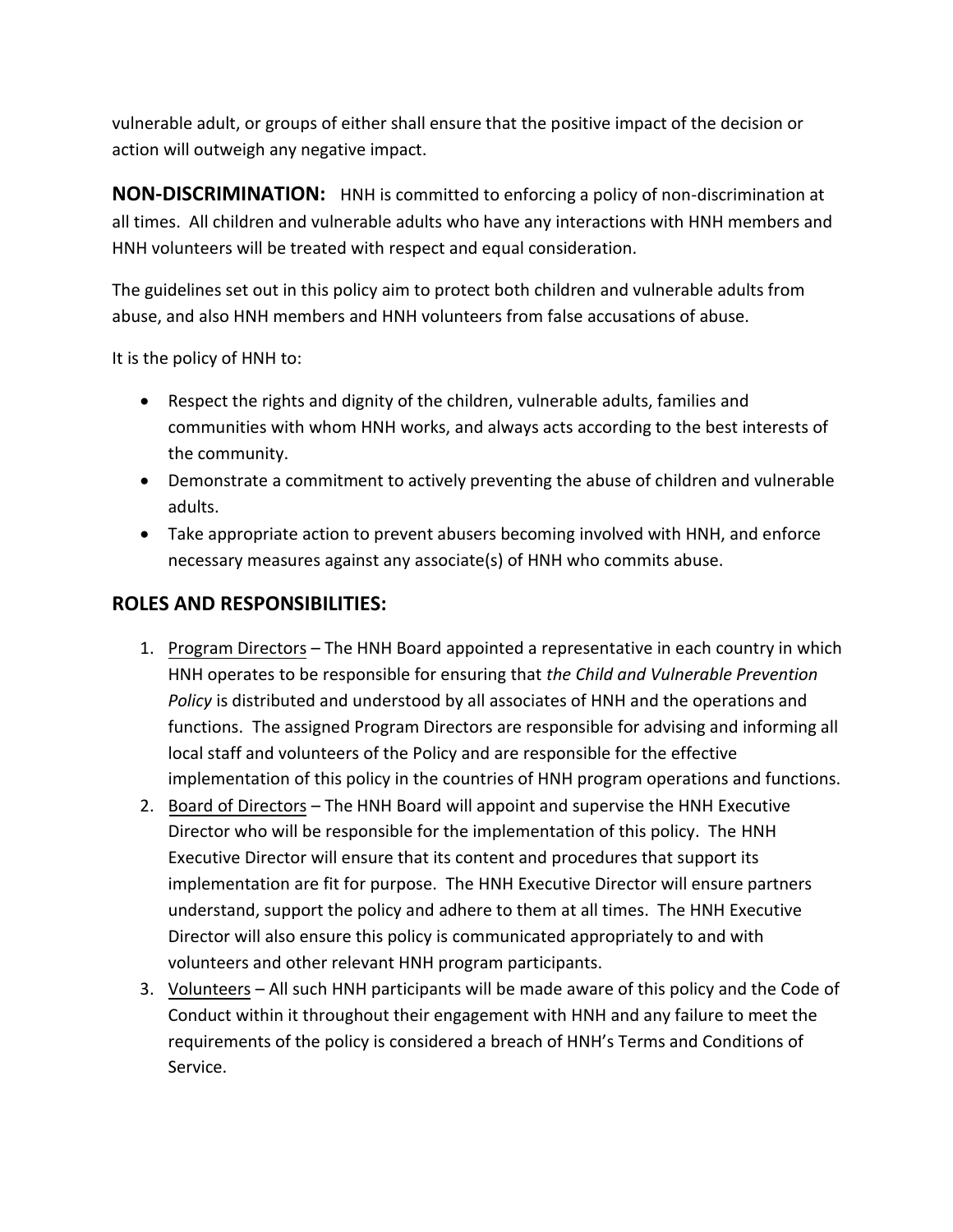vulnerable adult, or groups of either shall ensure that the positive impact of the decision or action will outweigh any negative impact.

**NON-DISCRIMINATION:** HNH is committed to enforcing a policy of non-discrimination at all times. All children and vulnerable adults who have any interactions with HNH members and HNH volunteers will be treated with respect and equal consideration.

The guidelines set out in this policy aim to protect both children and vulnerable adults from abuse, and also HNH members and HNH volunteers from false accusations of abuse.

It is the policy of HNH to:

- Respect the rights and dignity of the children, vulnerable adults, families and communities with whom HNH works, and always acts according to the best interests of the community.
- Demonstrate a commitment to actively preventing the abuse of children and vulnerable adults.
- Take appropriate action to prevent abusers becoming involved with HNH, and enforce necessary measures against any associate(s) of HNH who commits abuse.

## ROLES AND RESPONSIBILITIES:

1. Program Directors – The HNH Board appointed a representative in each country in which HNH operates to be responsible for ensuring that *the Child and Vulnerable Prevention Policy* is distributed and understood by all associates of HNH and the operations and functions. The assigned Program Directors are responsible for advising and informing all local staff and volunteers of the Policy and are responsible for the effective implementation of this policy in the countries of HNH program operations and functions.
2. Board of Directors – The HNH Board will appoint and supervise the HNH Executive Director who will be responsible for the implementation of this policy. The HNH Executive Director will ensure that its content and procedures that support its implementation are fit for purpose. The HNH Executive Director will ensure partners understand, support the policy and adhere to them at all times. The HNH Executive Director will also ensure this policy is communicated appropriately to and with volunteers and other relevant HNH program participants.
3. Volunteers – All such HNH participants will be made aware of this policy and the Code of Conduct within it throughout their engagement with HNH and any failure to meet the requirements of the policy is considered a breach of HNH's Terms and Conditions of Service.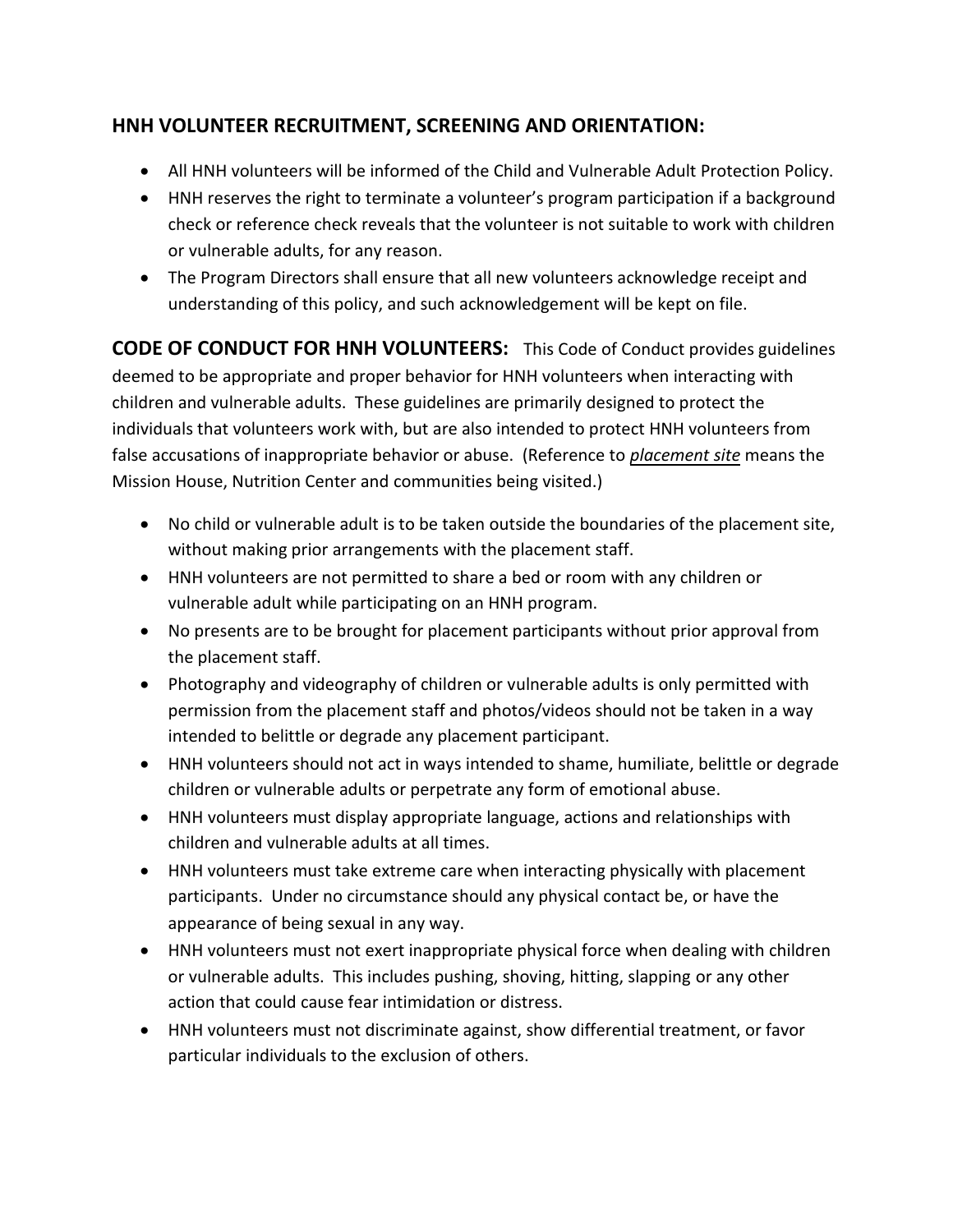## HNH VOLUNTEER RECRUITMENT, SCREENING AND ORIENTATION:

- All HNH volunteers will be informed of the Child and Vulnerable Adult Protection Policy.
- HNH reserves the right to terminate a volunteer's program participation if a background check or reference check reveals that the volunteer is not suitable to work with children or vulnerable adults, for any reason.
- The Program Directors shall ensure that all new volunteers acknowledge receipt and understanding of this policy, and such acknowledgement will be kept on file.

**CODE OF CONDUCT FOR HNH VOLUNTEERS:** This Code of Conduct provides guidelines deemed to be appropriate and proper behavior for HNH volunteers when interacting with children and vulnerable adults. These guidelines are primarily designed to protect the individuals that volunteers work with, but are also intended to protect HNH volunteers from false accusations of inappropriate behavior or abuse. (Reference to ***placement site*** means the Mission House, Nutrition Center and communities being visited.)

- No child or vulnerable adult is to be taken outside the boundaries of the placement site, without making prior arrangements with the placement staff.
- HNH volunteers are not permitted to share a bed or room with any children or vulnerable adult while participating on an HNH program.
- No presents are to be brought for placement participants without prior approval from the placement staff.
- Photography and videography of children or vulnerable adults is only permitted with permission from the placement staff and photos/videos should not be taken in a way intended to belittle or degrade any placement participant.
- HNH volunteers should not act in ways intended to shame, humiliate, belittle or degrade children or vulnerable adults or perpetrate any form of emotional abuse.
- HNH volunteers must display appropriate language, actions and relationships with children and vulnerable adults at all times.
- HNH volunteers must take extreme care when interacting physically with placement participants. Under no circumstance should any physical contact be, or have the appearance of being sexual in any way.
- HNH volunteers must not exert inappropriate physical force when dealing with children or vulnerable adults. This includes pushing, shoving, hitting, slapping or any other action that could cause fear intimidation or distress.
- HNH volunteers must not discriminate against, show differential treatment, or favor particular individuals to the exclusion of others.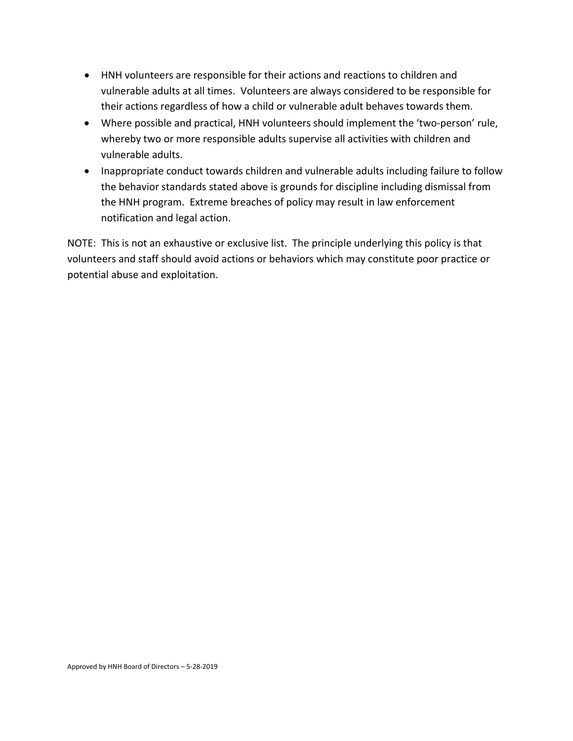- HNH volunteers are responsible for their actions and reactions to children and vulnerable adults at all times. Volunteers are always considered to be responsible for their actions regardless of how a child or vulnerable adult behaves towards them.
- Where possible and practical, HNH volunteers should implement the 'two-person' rule, whereby two or more responsible adults supervise all activities with children and vulnerable adults.
- Inappropriate conduct towards children and vulnerable adults including failure to follow the behavior standards stated above is grounds for discipline including dismissal from the HNH program. Extreme breaches of policy may result in law enforcement notification and legal action.

NOTE: This is not an exhaustive or exclusive list. The principle underlying this policy is that volunteers and staff should avoid actions or behaviors which may constitute poor practice or potential abuse and exploitation.

Approved by HNH Board of Directors – 5-28-2019